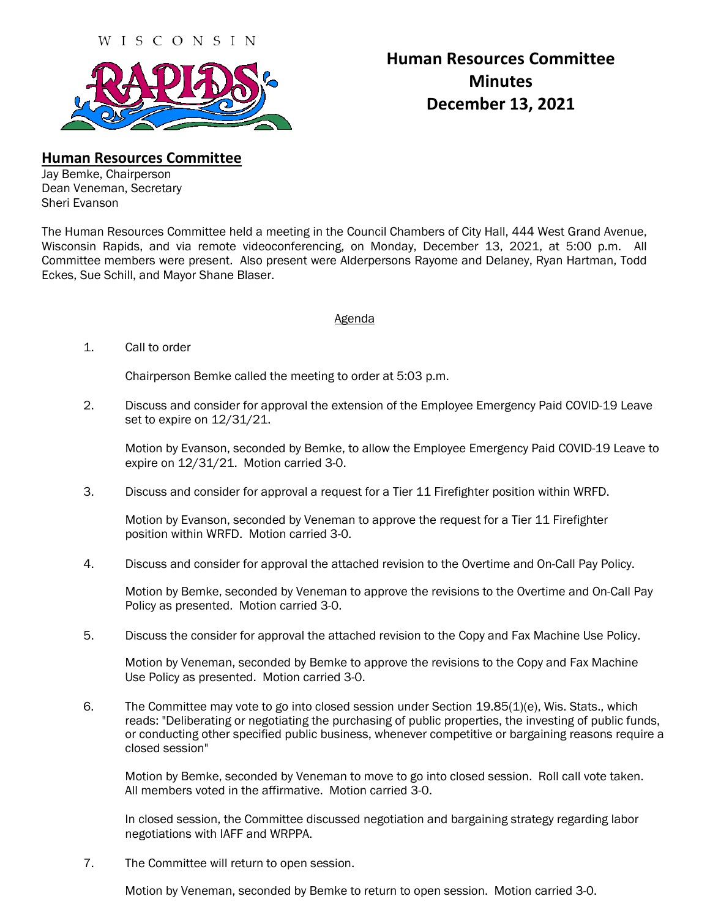WISCONSIN RAPIDS

# Human Resources Committee Minutes December 13, 2021

## Human Resources Committee

Jay Bemke, Chairperson
Dean Veneman, Secretary
Sheri Evanson

The Human Resources Committee held a meeting in the Council Chambers of City Hall, 444 West Grand Avenue, Wisconsin Rapids, and via remote videoconferencing, on Monday, December 13, 2021, at 5:00 p.m. All Committee members were present. Also present were Alderpersons Rayome and Delaney, Ryan Hartman, Todd Eckes, Sue Schill, and Mayor Shane Blaser.

Agenda

1. Call to order

   Chairperson Bemke called the meeting to order at 5:03 p.m.

2. Discuss and consider for approval the extension of the Employee Emergency Paid COVID-19 Leave set to expire on 12/31/21.

   Motion by Evanson, seconded by Bemke, to allow the Employee Emergency Paid COVID-19 Leave to expire on 12/31/21. Motion carried 3-0.

3. Discuss and consider for approval a request for a Tier 11 Firefighter position within WRFD.

   Motion by Evanson, seconded by Veneman to approve the request for a Tier 11 Firefighter position within WRFD. Motion carried 3-0.

4. Discuss and consider for approval the attached revision to the Overtime and On-Call Pay Policy.

   Motion by Bemke, seconded by Veneman to approve the revisions to the Overtime and On-Call Pay Policy as presented. Motion carried 3-0.

5. Discuss the consider for approval the attached revision to the Copy and Fax Machine Use Policy.

   Motion by Veneman, seconded by Bemke to approve the revisions to the Copy and Fax Machine Use Policy as presented. Motion carried 3-0.

6. The Committee may vote to go into closed session under Section 19.85(1)(e), Wis. Stats., which reads: "Deliberating or negotiating the purchasing of public properties, the investing of public funds, or conducting other specified public business, whenever competitive or bargaining reasons require a closed session"

   Motion by Bemke, seconded by Veneman to move to go into closed session. Roll call vote taken. All members voted in the affirmative. Motion carried 3-0.

   In closed session, the Committee discussed negotiation and bargaining strategy regarding labor negotiations with IAFF and WRPPA.

7. The Committee will return to open session.

   Motion by Veneman, seconded by Bemke to return to open session. Motion carried 3-0.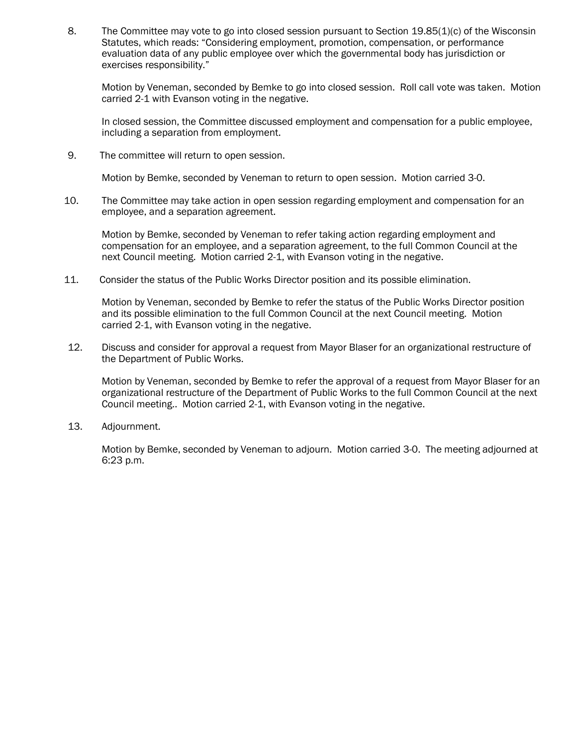8. The Committee may vote to go into closed session pursuant to Section 19.85(1)(c) of the Wisconsin Statutes, which reads: "Considering employment, promotion, compensation, or performance evaluation data of any public employee over which the governmental body has jurisdiction or exercises responsibility."

   Motion by Veneman, seconded by Bemke to go into closed session. Roll call vote was taken. Motion carried 2-1 with Evanson voting in the negative.

   In closed session, the Committee discussed employment and compensation for a public employee, including a separation from employment.

9. The committee will return to open session.

   Motion by Bemke, seconded by Veneman to return to open session. Motion carried 3-0.

10. The Committee may take action in open session regarding employment and compensation for an employee, and a separation agreement.

    Motion by Bemke, seconded by Veneman to refer taking action regarding employment and compensation for an employee, and a separation agreement, to the full Common Council at the next Council meeting. Motion carried 2-1, with Evanson voting in the negative.

11. Consider the status of the Public Works Director position and its possible elimination.

    Motion by Veneman, seconded by Bemke to refer the status of the Public Works Director position and its possible elimination to the full Common Council at the next Council meeting. Motion carried 2-1, with Evanson voting in the negative.

12. Discuss and consider for approval a request from Mayor Blaser for an organizational restructure of the Department of Public Works.

    Motion by Veneman, seconded by Bemke to refer the approval of a request from Mayor Blaser for an organizational restructure of the Department of Public Works to the full Common Council at the next Council meeting.. Motion carried 2-1, with Evanson voting in the negative.

13. Adjournment.

    Motion by Bemke, seconded by Veneman to adjourn. Motion carried 3-0. The meeting adjourned at 6:23 p.m.